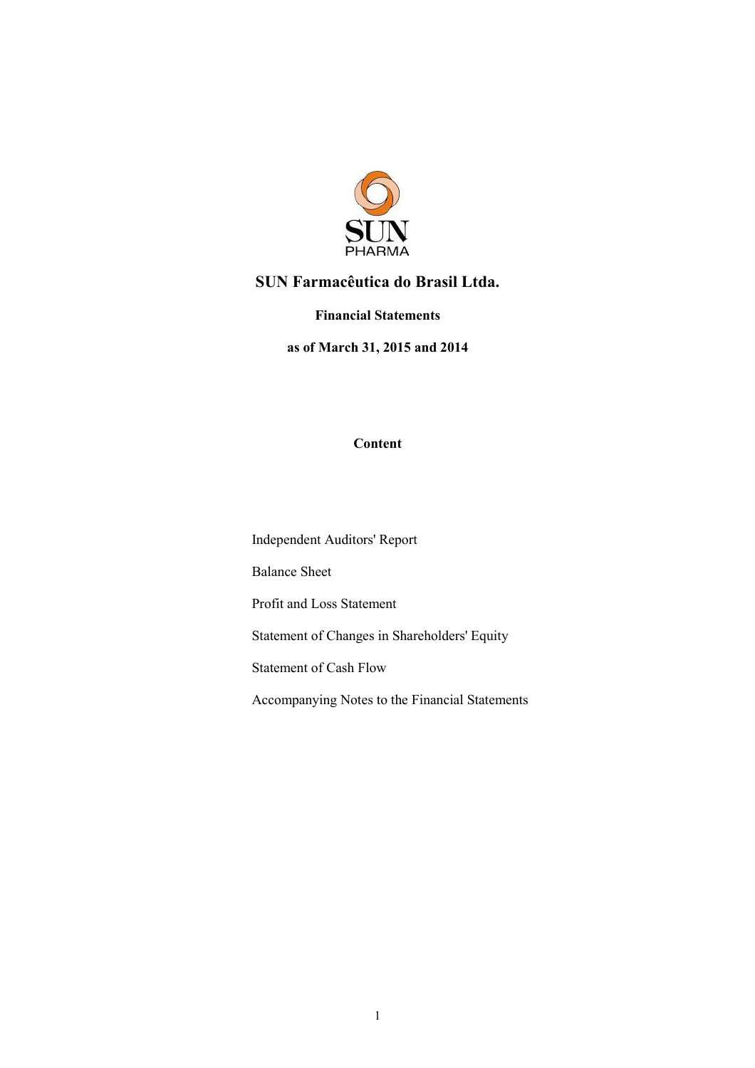# SUN Farmacêutica do Brasil Ltda.

**Financial Statements**

**as of March 31, 2015 and 2014**

**Content**

Independent Auditors' Report

Balance Sheet

Profit and Loss Statement

Statement of Changes in Shareholders' Equity

Statement of Cash Flow

Accompanying Notes to the Financial Statements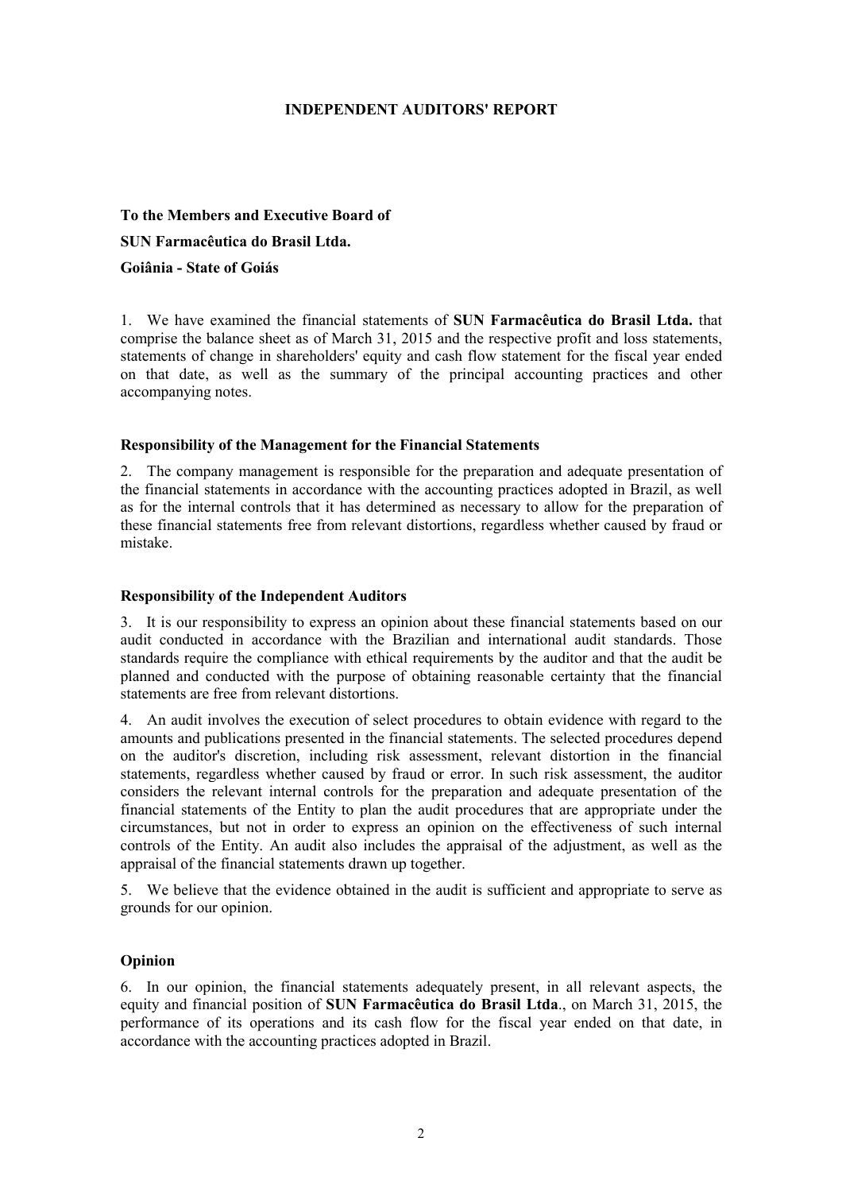# INDEPENDENT AUDITORS' REPORT

**To the Members and Executive Board of**

**SUN Farmacêutica do Brasil Ltda.**

**Goiânia - State of Goiás**

1. We have examined the financial statements of **SUN Farmacêutica do Brasil Ltda.** that comprise the balance sheet as of March 31, 2015 and the respective profit and loss statements, statements of change in shareholders' equity and cash flow statement for the fiscal year ended on that date, as well as the summary of the principal accounting practices and other accompanying notes.

## Responsibility of the Management for the Financial Statements

2. The company management is responsible for the preparation and adequate presentation of the financial statements in accordance with the accounting practices adopted in Brazil, as well as for the internal controls that it has determined as necessary to allow for the preparation of these financial statements free from relevant distortions, regardless whether caused by fraud or mistake.

## Responsibility of the Independent Auditors

3. It is our responsibility to express an opinion about these financial statements based on our audit conducted in accordance with the Brazilian and international audit standards. Those standards require the compliance with ethical requirements by the auditor and that the audit be planned and conducted with the purpose of obtaining reasonable certainty that the financial statements are free from relevant distortions.

4. An audit involves the execution of select procedures to obtain evidence with regard to the amounts and publications presented in the financial statements. The selected procedures depend on the auditor's discretion, including risk assessment, relevant distortion in the financial statements, regardless whether caused by fraud or error. In such risk assessment, the auditor considers the relevant internal controls for the preparation and adequate presentation of the financial statements of the Entity to plan the audit procedures that are appropriate under the circumstances, but not in order to express an opinion on the effectiveness of such internal controls of the Entity. An audit also includes the appraisal of the adjustment, as well as the appraisal of the financial statements drawn up together.

5. We believe that the evidence obtained in the audit is sufficient and appropriate to serve as grounds for our opinion.

## Opinion

6. In our opinion, the financial statements adequately present, in all relevant aspects, the equity and financial position of **SUN Farmacêutica do Brasil Ltda**., on March 31, 2015, the performance of its operations and its cash flow for the fiscal year ended on that date, in accordance with the accounting practices adopted in Brazil.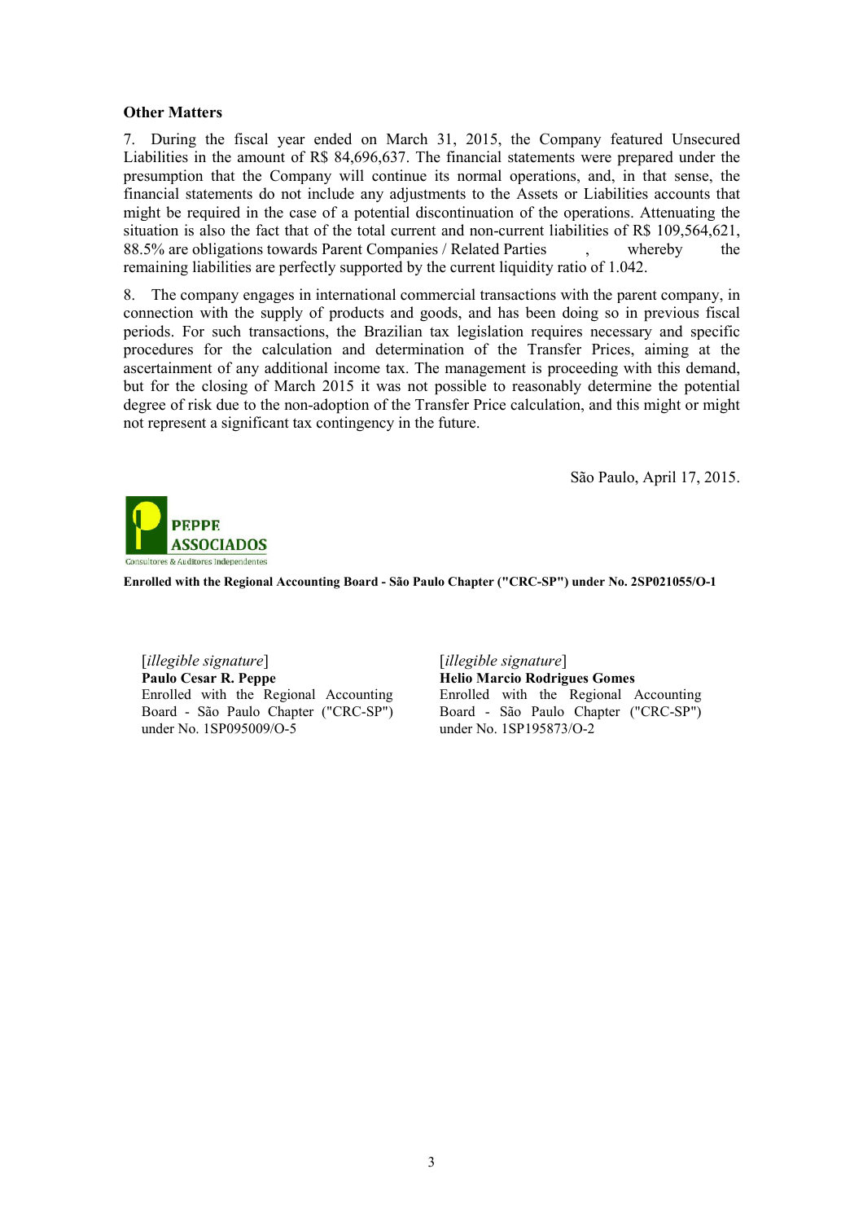**Other Matters**

7. During the fiscal year ended on March 31, 2015, the Company featured Unsecured Liabilities in the amount of R$ 84,696,637. The financial statements were prepared under the presumption that the Company will continue its normal operations, and, in that sense, the financial statements do not include any adjustments to the Assets or Liabilities accounts that might be required in the case of a potential discontinuation of the operations. Attenuating the situation is also the fact that of the total current and non-current liabilities of R$ 109,564,621, 88.5% are obligations towards Parent Companies / Related Parties , whereby the remaining liabilities are perfectly supported by the current liquidity ratio of 1.042.

8. The company engages in international commercial transactions with the parent company, in connection with the supply of products and goods, and has been doing so in previous fiscal periods. For such transactions, the Brazilian tax legislation requires necessary and specific procedures for the calculation and determination of the Transfer Prices, aiming at the ascertainment of any additional income tax. The management is proceeding with this demand, but for the closing of March 2015 it was not possible to reasonably determine the potential degree of risk due to the non-adoption of the Transfer Price calculation, and this might or might not represent a significant tax contingency in the future.

São Paulo, April 17, 2015.

PEPPE ASSOCIADOS
Consultores & Auditores Independentes

**Enrolled with the Regional Accounting Board - São Paulo Chapter ("CRC-SP") under No. 2SP021055/O-1**

[*illegible signature*]
**Paulo Cesar R. Peppe**
Enrolled with the Regional Accounting Board - São Paulo Chapter ("CRC-SP") under No. 1SP095009/O-5

[*illegible signature*]
**Helio Marcio Rodrigues Gomes**
Enrolled with the Regional Accounting Board - São Paulo Chapter ("CRC-SP") under No. 1SP195873/O-2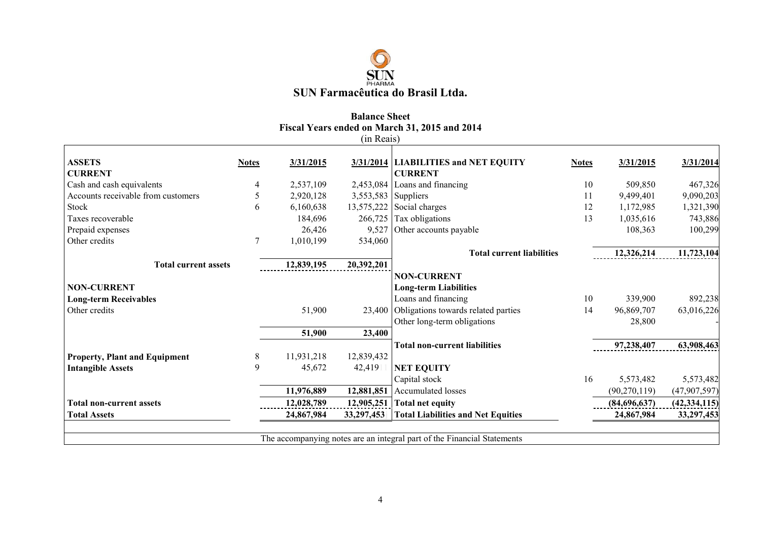# SUN Farmacêutica do Brasil Ltda.

## Balance Sheet
### Fiscal Years ended on March 31, 2015 and 2014
(in Reais)

| ASSETS | Notes | 3/31/2015 | 3/31/2014 | LIABILITIES and NET EQUITY | Notes | 3/31/2015 | 3/31/2014 |
|---|---|---|---|---|---|---|---|
| **CURRENT** | | | | **CURRENT** | | | |
| Cash and cash equivalents | 4 | 2,537,109 | 2,453,084 | Loans and financing | 10 | 509,850 | 467,326 |
| Accounts receivable from customers | 5 | 2,920,128 | 3,553,583 | Suppliers | 11 | 9,499,401 | 9,090,203 |
| Stock | 6 | 6,160,638 | 13,575,222 | Social charges | 12 | 1,172,985 | 1,321,390 |
| Taxes recoverable | | 184,696 | 266,725 | Tax obligations | 13 | 1,035,616 | 743,886 |
| Prepaid expenses | | 26,426 | 9,527 | Other accounts payable | | 108,363 | 100,299 |
| Other credits | 7 | 1,010,199 | 534,060 | | | | |
| | | | | **Total current liabilities** | | **12,326,214** | **11,723,104** |
| **Total current assets** | | **12,839,195** | **20,392,201** | | | | |
| | | | | **NON-CURRENT** | | | |
| **NON-CURRENT** | | | | **Long-term Liabilities** | | | |
| **Long-term Receivables** | | | | Loans and financing | 10 | 339,900 | 892,238 |
| Other credits | | 51,900 | 23,400 | Obligations towards related parties | 14 | 96,869,707 | 63,016,226 |
| | | | | Other long-term obligations | | 28,800 | - |
| | | **51,900** | **23,400** | | | | |
| | | | | **Total non-current liabilities** | | **97,238,407** | **63,908,463** |
| **Property, Plant and Equipment** | 8 | 11,931,218 | 12,839,432 | | | | |
| **Intangible Assets** | 9 | 45,672 | 42,419 | **NET EQUITY** | | | |
| | | | | Capital stock | 16 | 5,573,482 | 5,573,482 |
| | | **11,976,889** | **12,881,851** | Accumulated losses | | (90,270,119) | (47,907,597) |
| **Total non-current assets** | | **12,028,789** | **12,905,251** | **Total net equity** | | **(84,696,637)** | **(42,334,115)** |
| **Total Assets** | | **24,867,984** | **33,297,453** | **Total Liabilities and Net Equities** | | **24,867,984** | **33,297,453** |

The accompanying notes are an integral part of the Financial Statements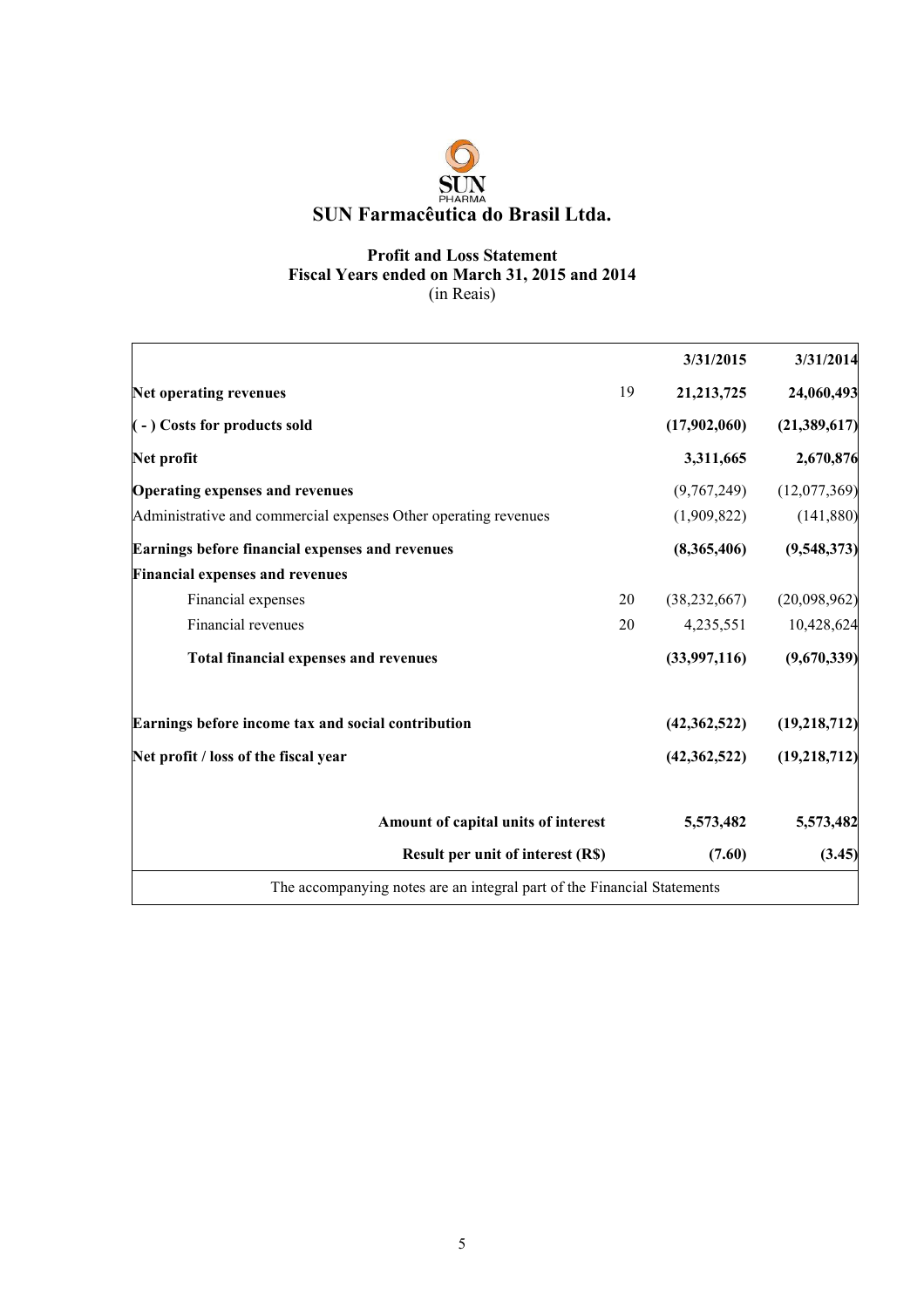# SUN Farmacêutica do Brasil Ltda.

## Profit and Loss Statement
### Fiscal Years ended on March 31, 2015 and 2014
(in Reais)

| | | 3/31/2015 | 3/31/2014 |
|---|---|---|---|
| **Net operating revenues** | 19 | **21,213,725** | **24,060,493** |
| **( - ) Costs for products sold** | | **(17,902,060)** | **(21,389,617)** |
| **Net profit** | | **3,311,665** | **2,670,876** |
| **Operating expenses and revenues** | | (9,767,249) | (12,077,369) |
| Administrative and commercial expenses Other operating revenues | | (1,909,822) | (141,880) |
| **Earnings before financial expenses and revenues** | | **(8,365,406)** | **(9,548,373)** |
| **Financial expenses and revenues** | | | |
| Financial expenses | 20 | (38,232,667) | (20,098,962) |
| Financial revenues | 20 | 4,235,551 | 10,428,624 |
| **Total financial expenses and revenues** | | **(33,997,116)** | **(9,670,339)** |
| **Earnings before income tax and social contribution** | | **(42,362,522)** | **(19,218,712)** |
| **Net profit / loss of the fiscal year** | | **(42,362,522)** | **(19,218,712)** |
| **Amount of capital units of interest** | | **5,573,482** | **5,573,482** |
| **Result per unit of interest (R$)** | | **(7.60)** | **(3.45)** |

The accompanying notes are an integral part of the Financial Statements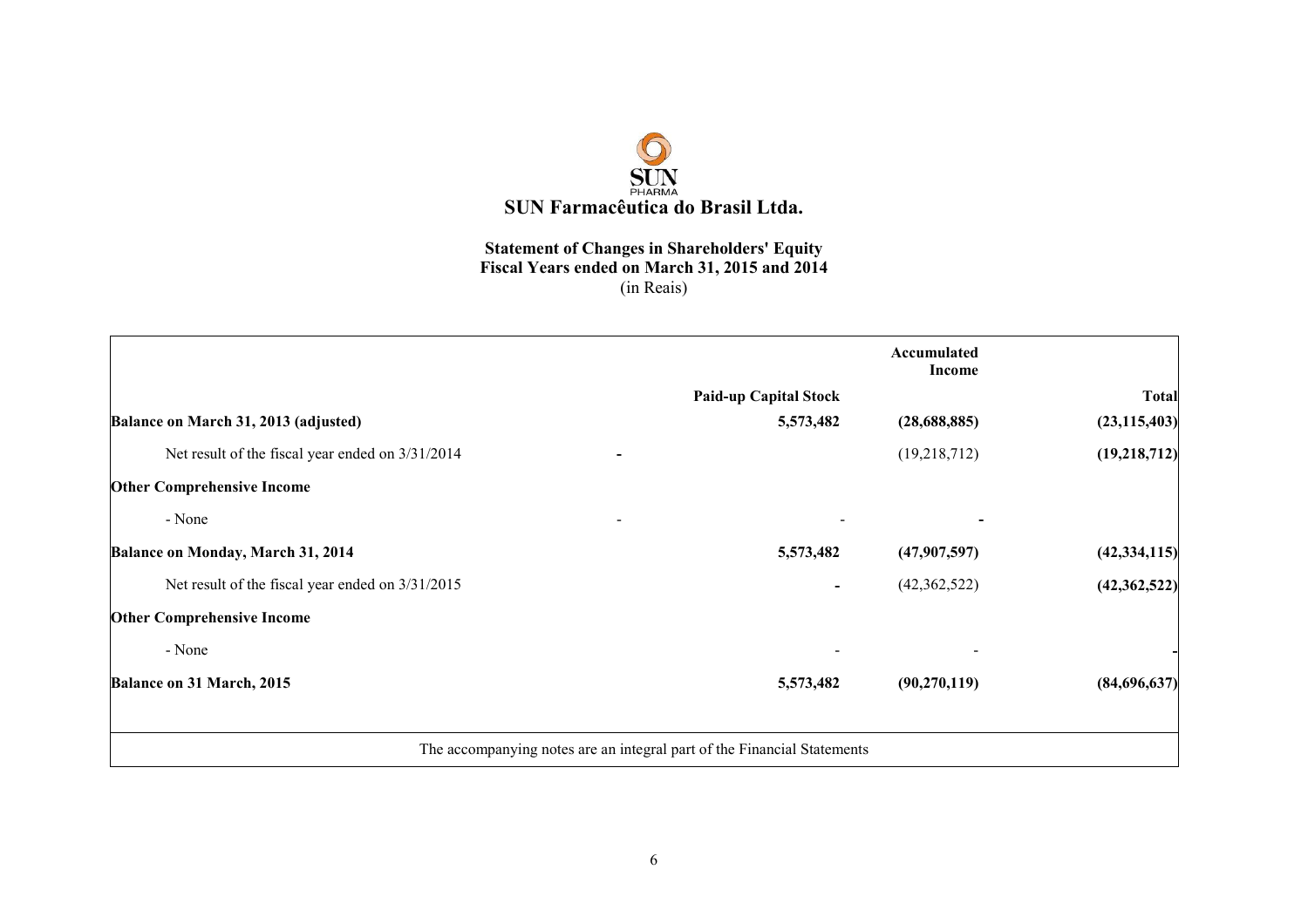# SUN Farmacêutica do Brasil Ltda.

## Statement of Changes in Shareholders' Equity
## Fiscal Years ended on March 31, 2015 and 2014
(in Reais)

| | | Paid-up Capital Stock | Accumulated Income | Total |
|---|---|---|---|---|
| **Balance on March 31, 2013 (adjusted)** | | **5,573,482** | **(28,688,885)** | **(23,115,403)** |
| Net result of the fiscal year ended on 3/31/2014 | **-** | | (19,218,712) | **(19,218,712)** |
| **Other Comprehensive Income** | | | | |
| - None | - | - | **-** | |
| **Balance on Monday, March 31, 2014** | | **5,573,482** | **(47,907,597)** | **(42,334,115)** |
| Net result of the fiscal year ended on 3/31/2015 | | **-** | (42,362,522) | **(42,362,522)** |
| **Other Comprehensive Income** | | | | |
| - None | | - | - | **-** |
| **Balance on 31 March, 2015** | | **5,573,482** | **(90,270,119)** | **(84,696,637)** |

The accompanying notes are an integral part of the Financial Statements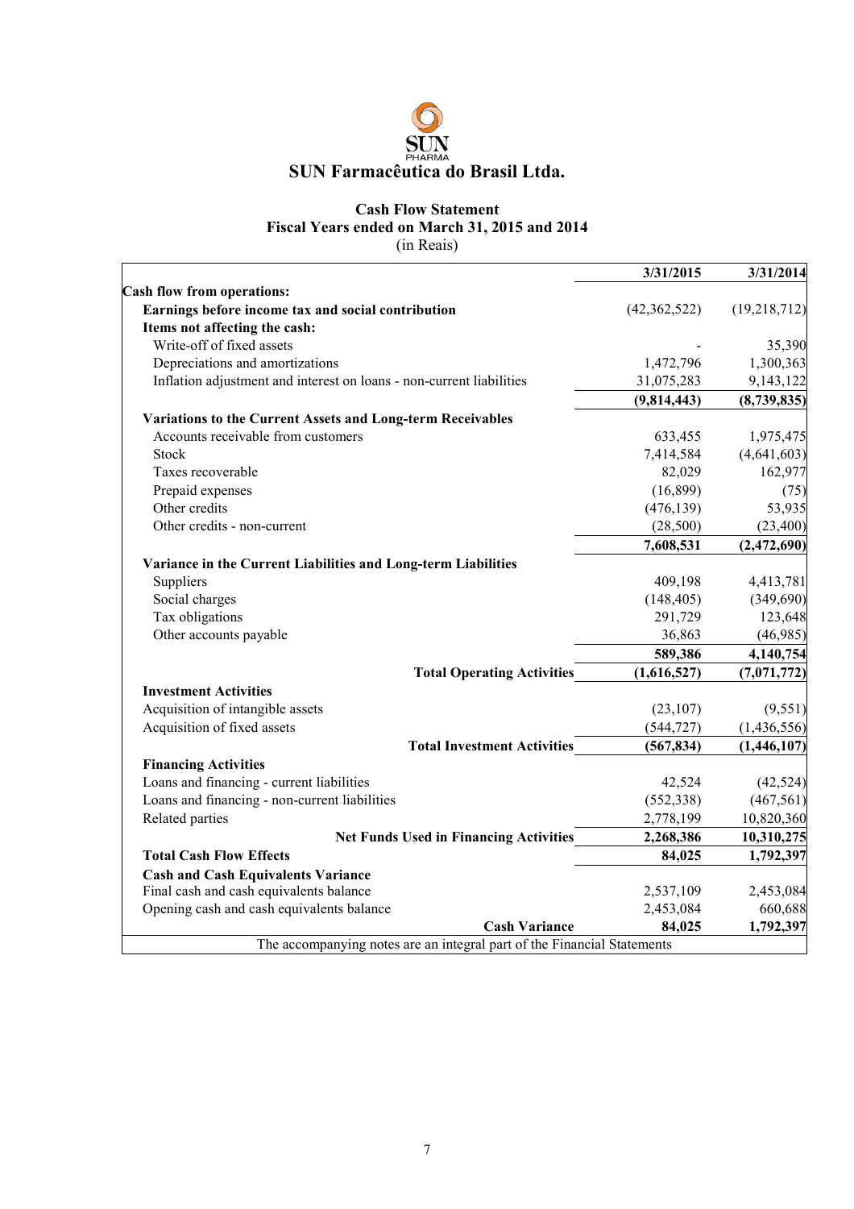# SUN Farmacêutica do Brasil Ltda.

## Cash Flow Statement
## Fiscal Years ended on March 31, 2015 and 2014
(in Reais)

| | 3/31/2015 | 3/31/2014 |
|---|---|---|
| **Cash flow from operations:** | | |
| **Earnings before income tax and social contribution** | (42,362,522) | (19,218,712) |
| **Items not affecting the cash:** | | |
| Write-off of fixed assets | - | 35,390 |
| Depreciations and amortizations | 1,472,796 | 1,300,363 |
| Inflation adjustment and interest on loans - non-current liabilities | 31,075,283 | 9,143,122 |
| | **(9,814,443)** | **(8,739,835)** |
| **Variations to the Current Assets and Long-term Receivables** | | |
| Accounts receivable from customers | 633,455 | 1,975,475 |
| Stock | 7,414,584 | (4,641,603) |
| Taxes recoverable | 82,029 | 162,977 |
| Prepaid expenses | (16,899) | (75) |
| Other credits | (476,139) | 53,935 |
| Other credits - non-current | (28,500) | (23,400) |
| | **7,608,531** | **(2,472,690)** |
| **Variance in the Current Liabilities and Long-term Liabilities** | | |
| Suppliers | 409,198 | 4,413,781 |
| Social charges | (148,405) | (349,690) |
| Tax obligations | 291,729 | 123,648 |
| Other accounts payable | 36,863 | (46,985) |
| | **589,386** | **4,140,754** |
| **Total Operating Activities** | **(1,616,527)** | **(7,071,772)** |
| **Investment Activities** | | |
| Acquisition of intangible assets | (23,107) | (9,551) |
| Acquisition of fixed assets | (544,727) | (1,436,556) |
| **Total Investment Activities** | **(567,834)** | **(1,446,107)** |
| **Financing Activities** | | |
| Loans and financing - current liabilities | 42,524 | (42,524) |
| Loans and financing - non-current liabilities | (552,338) | (467,561) |
| Related parties | 2,778,199 | 10,820,360 |
| **Net Funds Used in Financing Activities** | **2,268,386** | **10,310,275** |
| **Total Cash Flow Effects** | **84,025** | **1,792,397** |
| **Cash and Cash Equivalents Variance** | | |
| Final cash and cash equivalents balance | 2,537,109 | 2,453,084 |
| Opening cash and cash equivalents balance | 2,453,084 | 660,688 |
| **Cash Variance** | **84,025** | **1,792,397** |

The accompanying notes are an integral part of the Financial Statements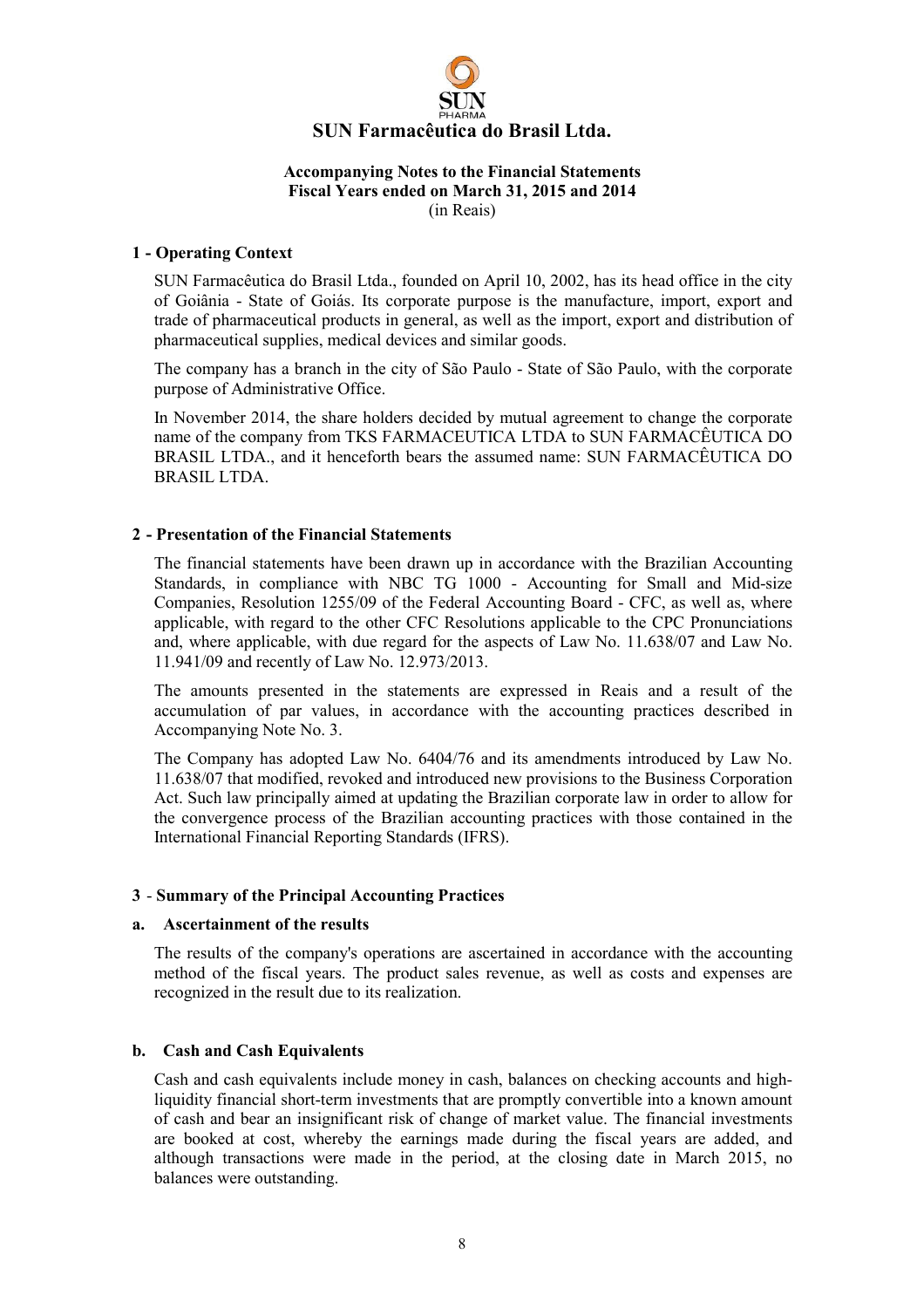# SUN Farmacêutica do Brasil Ltda.

## Accompanying Notes to the Financial Statements
## Fiscal Years ended on March 31, 2015 and 2014
(in Reais)

### 1 - Operating Context

SUN Farmacêutica do Brasil Ltda., founded on April 10, 2002, has its head office in the city of Goiânia - State of Goiás. Its corporate purpose is the manufacture, import, export and trade of pharmaceutical products in general, as well as the import, export and distribution of pharmaceutical supplies, medical devices and similar goods.

The company has a branch in the city of São Paulo - State of São Paulo, with the corporate purpose of Administrative Office.

In November 2014, the share holders decided by mutual agreement to change the corporate name of the company from TKS FARMACEUTICA LTDA to SUN FARMACÊUTICA DO BRASIL LTDA., and it henceforth bears the assumed name: SUN FARMACÊUTICA DO BRASIL LTDA.

### 2 - Presentation of the Financial Statements

The financial statements have been drawn up in accordance with the Brazilian Accounting Standards, in compliance with NBC TG 1000 - Accounting for Small and Mid-size Companies, Resolution 1255/09 of the Federal Accounting Board - CFC, as well as, where applicable, with regard to the other CFC Resolutions applicable to the CPC Pronunciations and, where applicable, with due regard for the aspects of Law No. 11.638/07 and Law No. 11.941/09 and recently of Law No. 12.973/2013.

The amounts presented in the statements are expressed in Reais and a result of the accumulation of par values, in accordance with the accounting practices described in Accompanying Note No. 3.

The Company has adopted Law No. 6404/76 and its amendments introduced by Law No. 11.638/07 that modified, revoked and introduced new provisions to the Business Corporation Act. Such law principally aimed at updating the Brazilian corporate law in order to allow for the convergence process of the Brazilian accounting practices with those contained in the International Financial Reporting Standards (IFRS).

### 3 - Summary of the Principal Accounting Practices

#### a. Ascertainment of the results

The results of the company's operations are ascertained in accordance with the accounting method of the fiscal years. The product sales revenue, as well as costs and expenses are recognized in the result due to its realization.

#### b. Cash and Cash Equivalents

Cash and cash equivalents include money in cash, balances on checking accounts and high-liquidity financial short-term investments that are promptly convertible into a known amount of cash and bear an insignificant risk of change of market value. The financial investments are booked at cost, whereby the earnings made during the fiscal years are added, and although transactions were made in the period, at the closing date in March 2015, no balances were outstanding.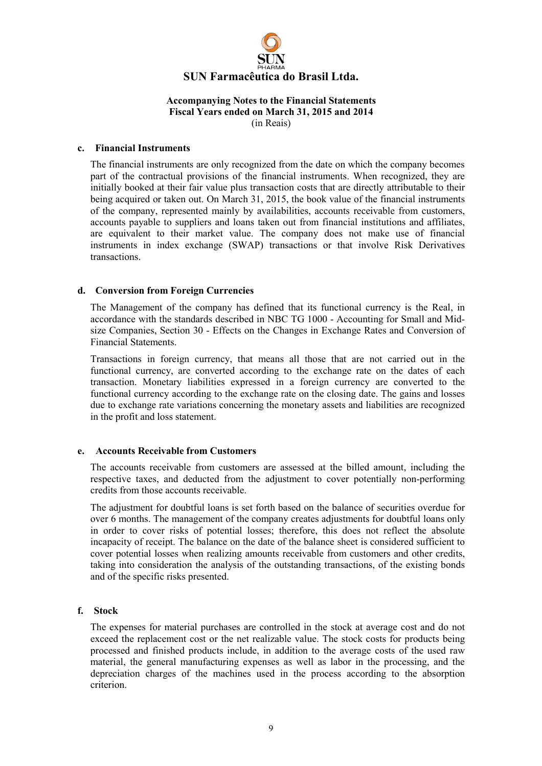### c. Financial Instruments

The financial instruments are only recognized from the date on which the company becomes part of the contractual provisions of the financial instruments. When recognized, they are initially booked at their fair value plus transaction costs that are directly attributable to their being acquired or taken out. On March 31, 2015, the book value of the financial instruments of the company, represented mainly by availabilities, accounts receivable from customers, accounts payable to suppliers and loans taken out from financial institutions and affiliates, are equivalent to their market value. The company does not make use of financial instruments in index exchange (SWAP) transactions or that involve Risk Derivatives transactions.

### d. Conversion from Foreign Currencies

The Management of the company has defined that its functional currency is the Real, in accordance with the standards described in NBC TG 1000 - Accounting for Small and Mid-size Companies, Section 30 - Effects on the Changes in Exchange Rates and Conversion of Financial Statements.

Transactions in foreign currency, that means all those that are not carried out in the functional currency, are converted according to the exchange rate on the dates of each transaction. Monetary liabilities expressed in a foreign currency are converted to the functional currency according to the exchange rate on the closing date. The gains and losses due to exchange rate variations concerning the monetary assets and liabilities are recognized in the profit and loss statement.

### e. Accounts Receivable from Customers

The accounts receivable from customers are assessed at the billed amount, including the respective taxes, and deducted from the adjustment to cover potentially non-performing credits from those accounts receivable.

The adjustment for doubtful loans is set forth based on the balance of securities overdue for over 6 months. The management of the company creates adjustments for doubtful loans only in order to cover risks of potential losses; therefore, this does not reflect the absolute incapacity of receipt. The balance on the date of the balance sheet is considered sufficient to cover potential losses when realizing amounts receivable from customers and other credits, taking into consideration the analysis of the outstanding transactions, of the existing bonds and of the specific risks presented.

### f. Stock

The expenses for material purchases are controlled in the stock at average cost and do not exceed the replacement cost or the net realizable value. The stock costs for products being processed and finished products include, in addition to the average costs of the used raw material, the general manufacturing expenses as well as labor in the processing, and the depreciation charges of the machines used in the process according to the absorption criterion.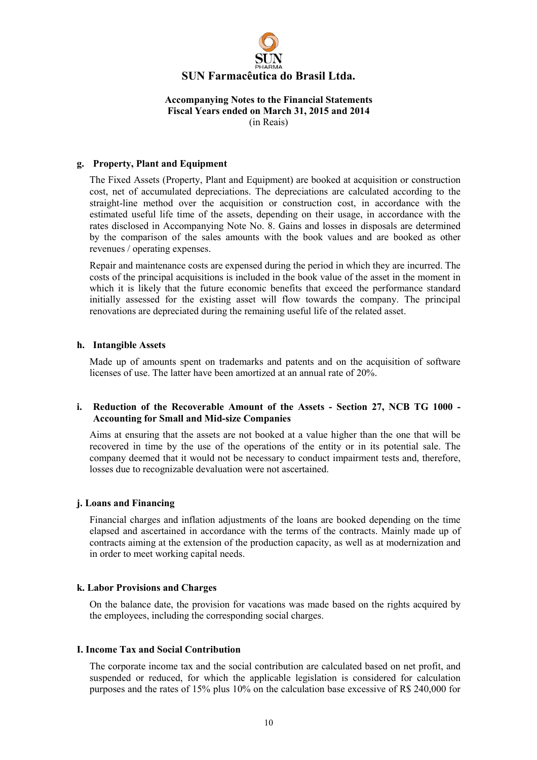#### g. Property, Plant and Equipment

The Fixed Assets (Property, Plant and Equipment) are booked at acquisition or construction cost, net of accumulated depreciations. The depreciations are calculated according to the straight-line method over the acquisition or construction cost, in accordance with the estimated useful life time of the assets, depending on their usage, in accordance with the rates disclosed in Accompanying Note No. 8. Gains and losses in disposals are determined by the comparison of the sales amounts with the book values and are booked as other revenues / operating expenses.

Repair and maintenance costs are expensed during the period in which they are incurred. The costs of the principal acquisitions is included in the book value of the asset in the moment in which it is likely that the future economic benefits that exceed the performance standard initially assessed for the existing asset will flow towards the company. The principal renovations are depreciated during the remaining useful life of the related asset.

#### h. Intangible Assets

Made up of amounts spent on trademarks and patents and on the acquisition of software licenses of use. The latter have been amortized at an annual rate of 20%.

#### i. Reduction of the Recoverable Amount of the Assets - Section 27, NCB TG 1000 - Accounting for Small and Mid-size Companies

Aims at ensuring that the assets are not booked at a value higher than the one that will be recovered in time by the use of the operations of the entity or in its potential sale. The company deemed that it would not be necessary to conduct impairment tests and, therefore, losses due to recognizable devaluation were not ascertained.

#### j. Loans and Financing

Financial charges and inflation adjustments of the loans are booked depending on the time elapsed and ascertained in accordance with the terms of the contracts. Mainly made up of contracts aiming at the extension of the production capacity, as well as at modernization and in order to meet working capital needs.

#### k. Labor Provisions and Charges

On the balance date, the provision for vacations was made based on the rights acquired by the employees, including the corresponding social charges.

#### I. Income Tax and Social Contribution

The corporate income tax and the social contribution are calculated based on net profit, and suspended or reduced, for which the applicable legislation is considered for calculation purposes and the rates of 15% plus 10% on the calculation base excessive of R$ 240,000 for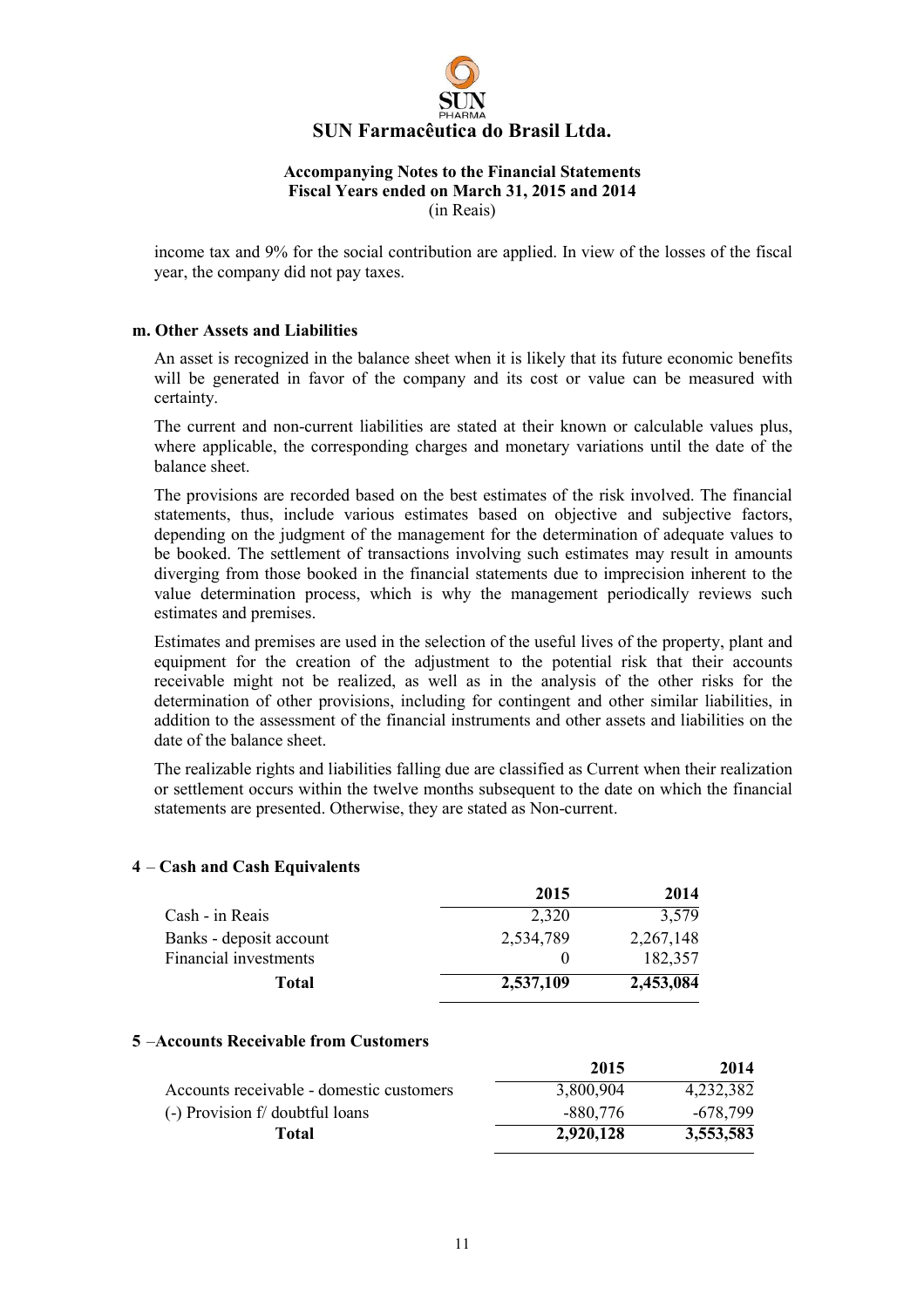income tax and 9% for the social contribution are applied. In view of the losses of the fiscal year, the company did not pay taxes.

### m. Other Assets and Liabilities

An asset is recognized in the balance sheet when it is likely that its future economic benefits will be generated in favor of the company and its cost or value can be measured with certainty.

The current and non-current liabilities are stated at their known or calculable values plus, where applicable, the corresponding charges and monetary variations until the date of the balance sheet.

The provisions are recorded based on the best estimates of the risk involved. The financial statements, thus, include various estimates based on objective and subjective factors, depending on the judgment of the management for the determination of adequate values to be booked. The settlement of transactions involving such estimates may result in amounts diverging from those booked in the financial statements due to imprecision inherent to the value determination process, which is why the management periodically reviews such estimates and premises.

Estimates and premises are used in the selection of the useful lives of the property, plant and equipment for the creation of the adjustment to the potential risk that their accounts receivable might not be realized, as well as in the analysis of the other risks for the determination of other provisions, including for contingent and other similar liabilities, in addition to the assessment of the financial instruments and other assets and liabilities on the date of the balance sheet.

The realizable rights and liabilities falling due are classified as Current when their realization or settlement occurs within the twelve months subsequent to the date on which the financial statements are presented. Otherwise, they are stated as Non-current.

## 4 – Cash and Cash Equivalents

| | 2015 | 2014 |
|---|---|---|
| Cash - in Reais | 2,320 | 3,579 |
| Banks - deposit account | 2,534,789 | 2,267,148 |
| Financial investments | 0 | 182,357 |
| **Total** | **2,537,109** | **2,453,084** |

## 5 – Accounts Receivable from Customers

| | 2015 | 2014 |
|---|---|---|
| Accounts receivable - domestic customers | 3,800,904 | 4,232,382 |
| (-) Provision f/ doubtful loans | -880,776 | -678,799 |
| **Total** | **2,920,128** | **3,553,583** |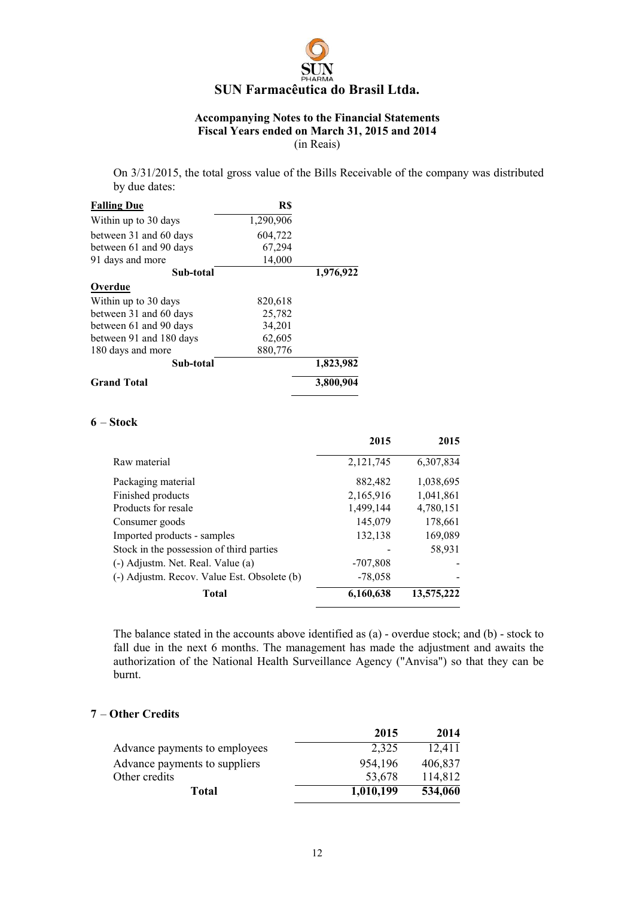On 3/31/2015, the total gross value of the Bills Receivable of the company was distributed by due dates:

| **Falling Due** | **R$** | |
|---|---|---|
| Within up to 30 days | 1,290,906 | |
| between 31 and 60 days | 604,722 | |
| between 61 and 90 days | 67,294 | |
| 91 days and more | 14,000 | |
| **Sub-total** | | **1,976,922** |
| **Overdue** | | |
| Within up to 30 days | 820,618 | |
| between 31 and 60 days | 25,782 | |
| between 61 and 90 days | 34,201 | |
| between 91 and 180 days | 62,605 | |
| 180 days and more | 880,776 | |
| **Sub-total** | | **1,823,982** |
| **Grand Total** | | **3,800,904** |

## 6 – Stock

| | 2015 | 2015 |
|---|---|---|
| Raw material | 2,121,745 | 6,307,834 |
| Packaging material | 882,482 | 1,038,695 |
| Finished products | 2,165,916 | 1,041,861 |
| Products for resale | 1,499,144 | 4,780,151 |
| Consumer goods | 145,079 | 178,661 |
| Imported products - samples | 132,138 | 169,089 |
| Stock in the possession of third parties | - | 58,931 |
| (-) Adjustm. Net. Real. Value (a) | -707,808 | - |
| (-) Adjustm. Recov. Value Est. Obsolete (b) | -78,058 | - |
| **Total** | **6,160,638** | **13,575,222** |

The balance stated in the accounts above identified as (a) - overdue stock; and (b) - stock to fall due in the next 6 months. The management has made the adjustment and awaits the authorization of the National Health Surveillance Agency ("Anvisa") so that they can be burnt.

## 7 – Other Credits

| | 2015 | 2014 |
|---|---|---|
| Advance payments to employees | 2,325 | 12,411 |
| Advance payments to suppliers | 954,196 | 406,837 |
| Other credits | 53,678 | 114,812 |
| **Total** | **1,010,199** | **534,060** |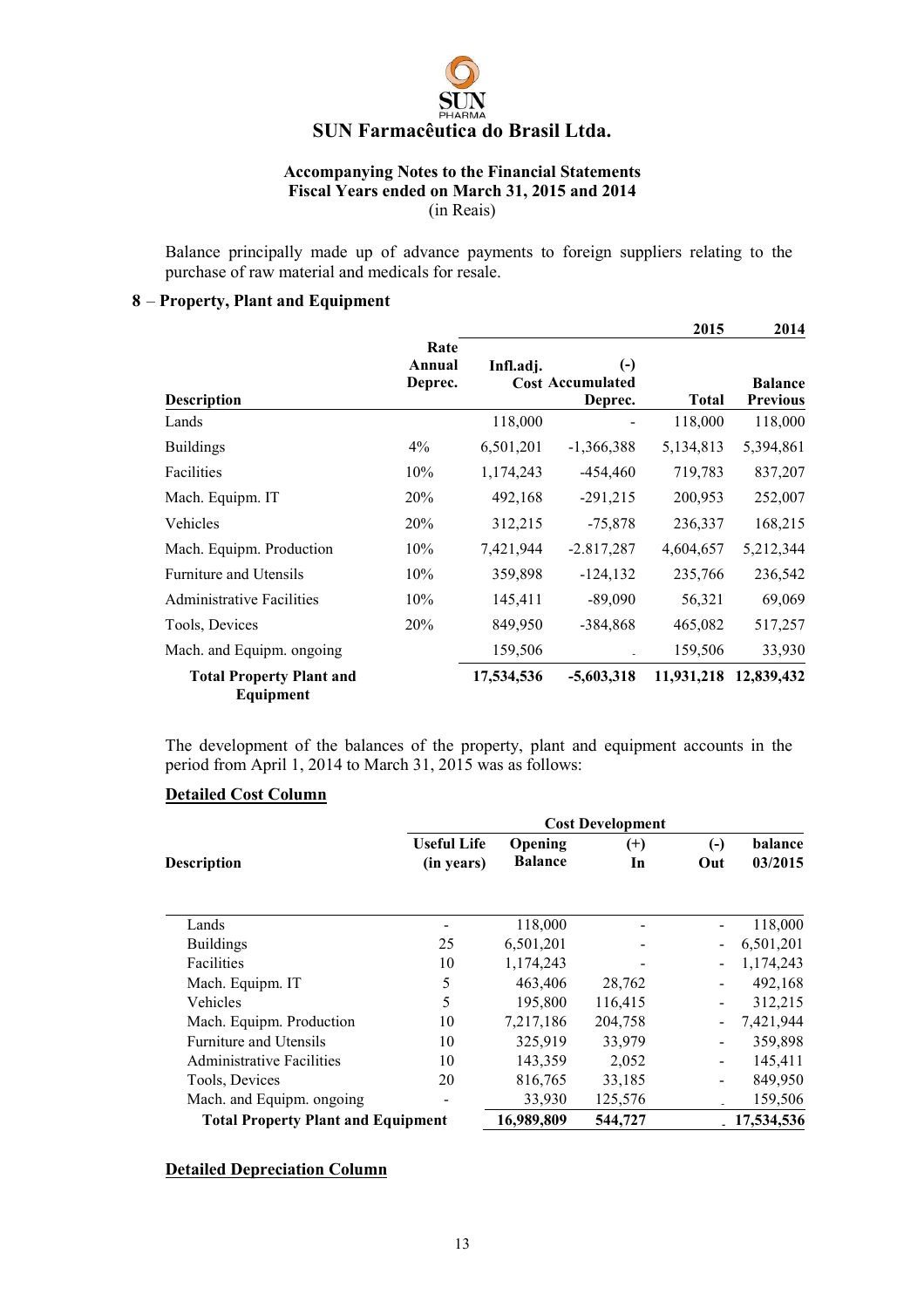# SUN Farmacêutica do Brasil Ltda.

**Accompanying Notes to the Financial Statements**
**Fiscal Years ended on March 31, 2015 and 2014**
(in Reais)

Balance principally made up of advance payments to foreign suppliers relating to the purchase of raw material and medicals for resale.

## 8 – Property, Plant and Equipment

| Description | Rate Annual Deprec. | Infl.adj. Cost | (-) Accumulated Deprec. | 2015 Total | 2014 Balance Previous |
|---|---|---|---|---|---|
| Lands | | 118,000 | - | 118,000 | 118,000 |
| Buildings | 4% | 6,501,201 | -1,366,388 | 5,134,813 | 5,394,861 |
| Facilities | 10% | 1,174,243 | -454,460 | 719,783 | 837,207 |
| Mach. Equipm. IT | 20% | 492,168 | -291,215 | 200,953 | 252,007 |
| Vehicles | 20% | 312,215 | -75,878 | 236,337 | 168,215 |
| Mach. Equipm. Production | 10% | 7,421,944 | -2.817,287 | 4,604,657 | 5,212,344 |
| Furniture and Utensils | 10% | 359,898 | -124,132 | 235,766 | 236,542 |
| Administrative Facilities | 10% | 145,411 | -89,090 | 56,321 | 69,069 |
| Tools, Devices | 20% | 849,950 | -384,868 | 465,082 | 517,257 |
| Mach. and Equipm. ongoing | | 159,506 | - | 159,506 | 33,930 |
| **Total Property Plant and Equipment** | | **17,534,536** | **-5,603,318** | **11,931,218** | **12,839,432** |

The development of the balances of the property, plant and equipment accounts in the period from April 1, 2014 to March 31, 2015 was as follows:

**Detailed Cost Column**

| Description | Cost Development | | | | |
|---|---|---|---|---|---|
| | Useful Life (in years) | Opening Balance | (+) In | (-) Out | balance 03/2015 |
| Lands | - | 118,000 | - | - | 118,000 |
| Buildings | 25 | 6,501,201 | - | - | 6,501,201 |
| Facilities | 10 | 1,174,243 | - | - | 1,174,243 |
| Mach. Equipm. IT | 5 | 463,406 | 28,762 | - | 492,168 |
| Vehicles | 5 | 195,800 | 116,415 | - | 312,215 |
| Mach. Equipm. Production | 10 | 7,217,186 | 204,758 | - | 7,421,944 |
| Furniture and Utensils | 10 | 325,919 | 33,979 | - | 359,898 |
| Administrative Facilities | 10 | 143,359 | 2,052 | - | 145,411 |
| Tools, Devices | 20 | 816,765 | 33,185 | - | 849,950 |
| Mach. and Equipm. ongoing | - | 33,930 | 125,576 | - | 159,506 |
| **Total Property Plant and Equipment** | | **16,989,809** | **544,727** | - | **17,534,536** |

**Detailed Depreciation Column**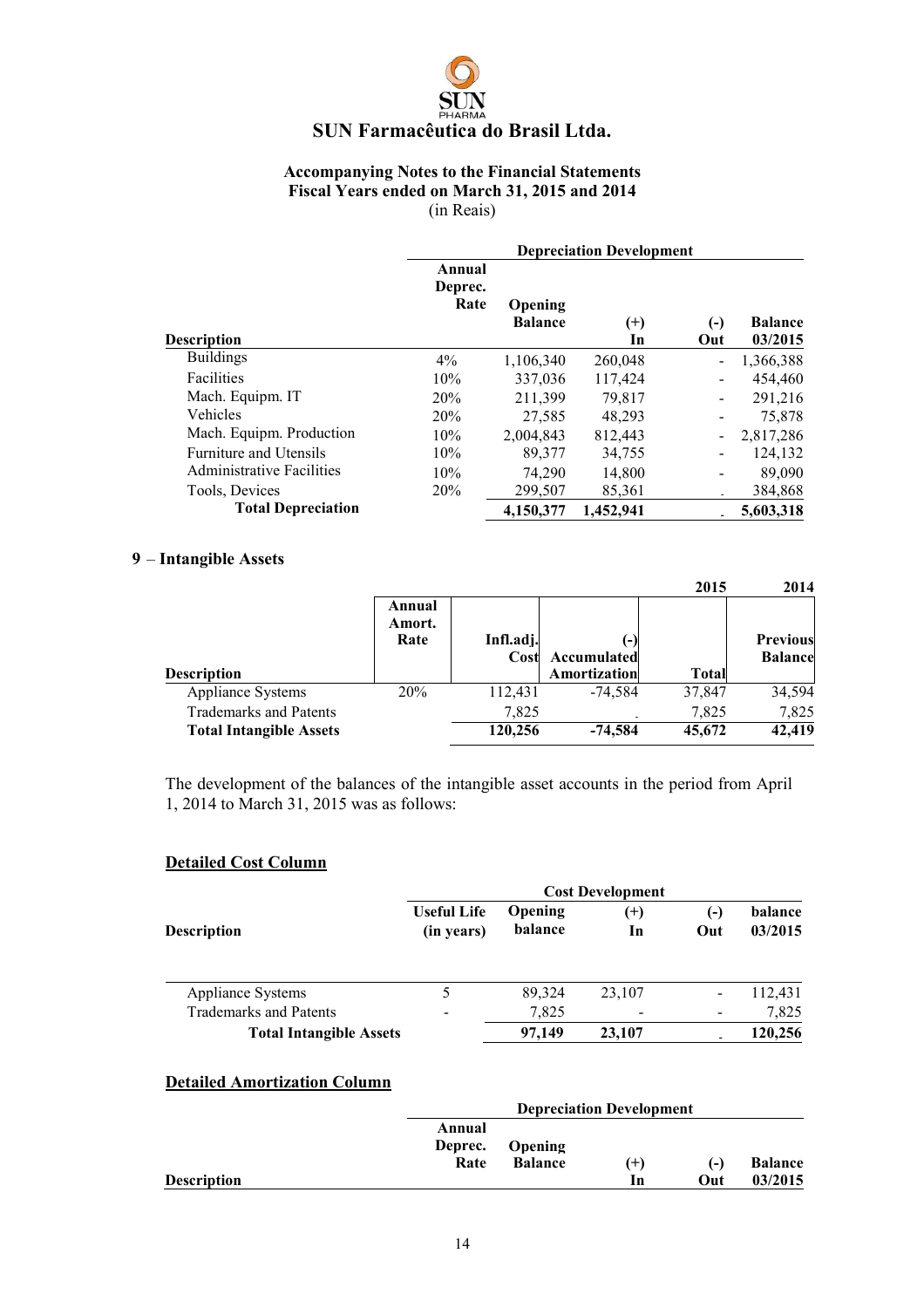# SUN Farmacêutica do Brasil Ltda.

**Accompanying Notes to the Financial Statements**
**Fiscal Years ended on March 31, 2015 and 2014**
(in Reais)

| Description | Annual Deprec. Rate | Depreciation Development | | | |
|---|---|---|---|---|---|
| | | Opening Balance | (+) In | (-) Out | Balance 03/2015 |
| Buildings | 4% | 1,106,340 | 260,048 | - | 1,366,388 |
| Facilities | 10% | 337,036 | 117,424 | - | 454,460 |
| Mach. Equipm. IT | 20% | 211,399 | 79,817 | - | 291,216 |
| Vehicles | 20% | 27,585 | 48,293 | - | 75,878 |
| Mach. Equipm. Production | 10% | 2,004,843 | 812,443 | - | 2,817,286 |
| Furniture and Utensils | 10% | 89,377 | 34,755 | - | 124,132 |
| Administrative Facilities | 10% | 74,290 | 14,800 | - | 89,090 |
| Tools, Devices | 20% | 299,507 | 85,361 | - | 384,868 |
| **Total Depreciation** | | **4,150,377** | **1,452,941** | - | **5,603,318** |

## 9 – Intangible Assets

| Description | Annual Amort. Rate | Infl.adj. Cost | (-) Accumulated Amortization | 2015 Total | 2014 Previous Balance |
|---|---|---|---|---|---|
| Appliance Systems | 20% | 112,431 | -74,584 | 37,847 | 34,594 |
| Trademarks and Patents | | 7,825 | - | 7,825 | 7,825 |
| **Total Intangible Assets** | | **120,256** | **-74,584** | **45,672** | **42,419** |

The development of the balances of the intangible asset accounts in the period from April 1, 2014 to March 31, 2015 was as follows:

**Detailed Cost Column**

| Description | Useful Life (in years) | Cost Development | | | |
|---|---|---|---|---|---|
| | | Opening balance | (+) In | (-) Out | balance 03/2015 |
| Appliance Systems | 5 | 89,324 | 23,107 | - | 112,431 |
| Trademarks and Patents | - | 7,825 | - | - | 7,825 |
| **Total Intangible Assets** | | **97,149** | **23,107** | - | **120,256** |

**Detailed Amortization Column**

| Description | Annual Deprec. Rate | Depreciation Development | | | |
|---|---|---|---|---|---|
| | | Opening Balance | (+) In | (-) Out | Balance 03/2015 |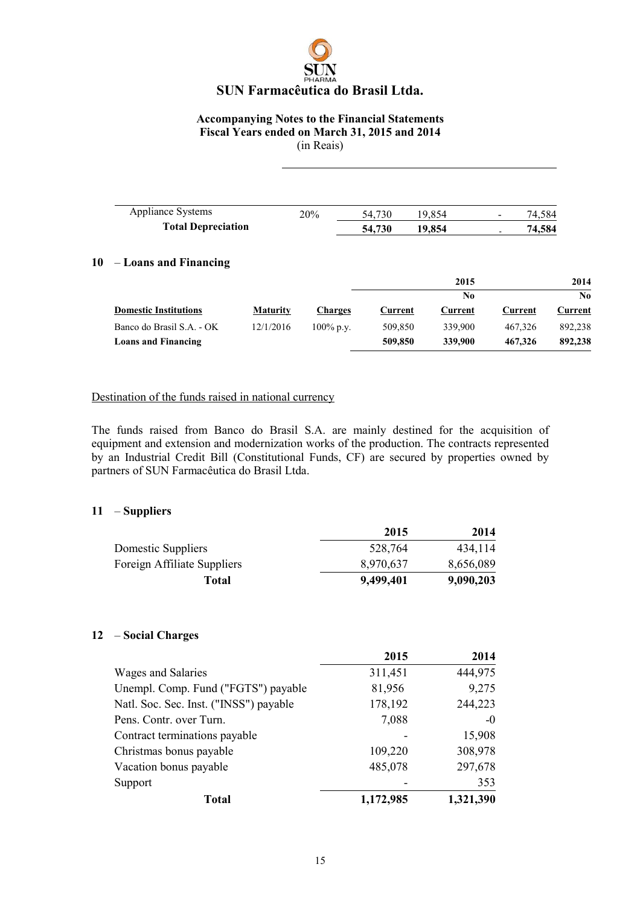| Appliance Systems | 20% | 54,730 | 19,854 | - | 74,584 |
|---|---|---|---|---|---|
| **Total Depreciation** | | **54,730** | **19,854** | - | **74,584** |

## 10 – Loans and Financing

| | | | | 2015 | | 2014 |
|---|---|---|---|---|---|---|
| **Domestic Institutions** | **Maturity** | **Charges** | **Current** | **No Current** | **Current** | **No Current** |
| Banco do Brasil S.A. - OK | 12/1/2016 | 100% p.y. | 509,850 | 339,900 | 467,326 | 892,238 |
| **Loans and Financing** | | | **509,850** | **339,900** | **467,326** | **892,238** |

Destination of the funds raised in national currency

The funds raised from Banco do Brasil S.A. are mainly destined for the acquisition of equipment and extension and modernization works of the production. The contracts represented by an Industrial Credit Bill (Constitutional Funds, CF) are secured by properties owned by partners of SUN Farmacêutica do Brasil Ltda.

## 11 – Suppliers

| | 2015 | 2014 |
|---|---|---|
| Domestic Suppliers | 528,764 | 434,114 |
| Foreign Affiliate Suppliers | 8,970,637 | 8,656,089 |
| **Total** | **9,499,401** | **9,090,203** |

## 12 – Social Charges

| | 2015 | 2014 |
|---|---|---|
| Wages and Salaries | 311,451 | 444,975 |
| Unempl. Comp. Fund ("FGTS") payable | 81,956 | 9,275 |
| Natl. Soc. Sec. Inst. ("INSS") payable | 178,192 | 244,223 |
| Pens. Contr. over Turn. | 7,088 | -0 |
| Contract terminations payable | - | 15,908 |
| Christmas bonus payable | 109,220 | 308,978 |
| Vacation bonus payable | 485,078 | 297,678 |
| Support | - | 353 |
| **Total** | **1,172,985** | **1,321,390** |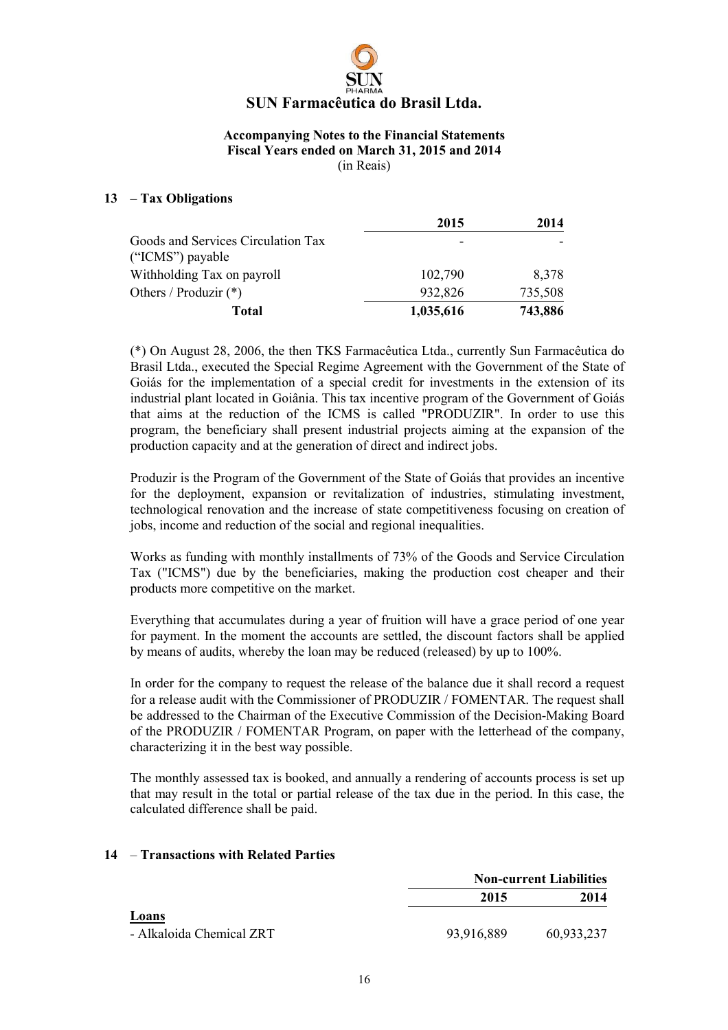# SUN Farmacêutica do Brasil Ltda.

**Accompanying Notes to the Financial Statements**
**Fiscal Years ended on March 31, 2015 and 2014**
(in Reais)

## 13 – Tax Obligations

| | 2015 | 2014 |
|---|---|---|
| Goods and Services Circulation Tax ("ICMS") payable | - | - |
| Withholding Tax on payroll | 102,790 | 8,378 |
| Others / Produzir (*) | 932,826 | 735,508 |
| **Total** | **1,035,616** | **743,886** |

(*) On August 28, 2006, the then TKS Farmacêutica Ltda., currently Sun Farmacêutica do Brasil Ltda., executed the Special Regime Agreement with the Government of the State of Goiás for the implementation of a special credit for investments in the extension of its industrial plant located in Goiânia. This tax incentive program of the Government of Goiás that aims at the reduction of the ICMS is called "PRODUZIR". In order to use this program, the beneficiary shall present industrial projects aiming at the expansion of the production capacity and at the generation of direct and indirect jobs.

Produzir is the Program of the Government of the State of Goiás that provides an incentive for the deployment, expansion or revitalization of industries, stimulating investment, technological renovation and the increase of state competitiveness focusing on creation of jobs, income and reduction of the social and regional inequalities.

Works as funding with monthly installments of 73% of the Goods and Service Circulation Tax ("ICMS") due by the beneficiaries, making the production cost cheaper and their products more competitive on the market.

Everything that accumulates during a year of fruition will have a grace period of one year for payment. In the moment the accounts are settled, the discount factors shall be applied by means of audits, whereby the loan may be reduced (released) by up to 100%.

In order for the company to request the release of the balance due it shall record a request for a release audit with the Commissioner of PRODUZIR / FOMENTAR. The request shall be addressed to the Chairman of the Executive Commission of the Decision-Making Board of the PRODUZIR / FOMENTAR Program, on paper with the letterhead of the company, characterizing it in the best way possible.

The monthly assessed tax is booked, and annually a rendering of accounts process is set up that may result in the total or partial release of the tax due in the period. In this case, the calculated difference shall be paid.

## 14 – Transactions with Related Parties

| | Non-current Liabilities | |
|---|---|---|
| | 2015 | 2014 |
| **Loans** | | |
| - Alkaloida Chemical ZRT | 93,916,889 | 60,933,237 |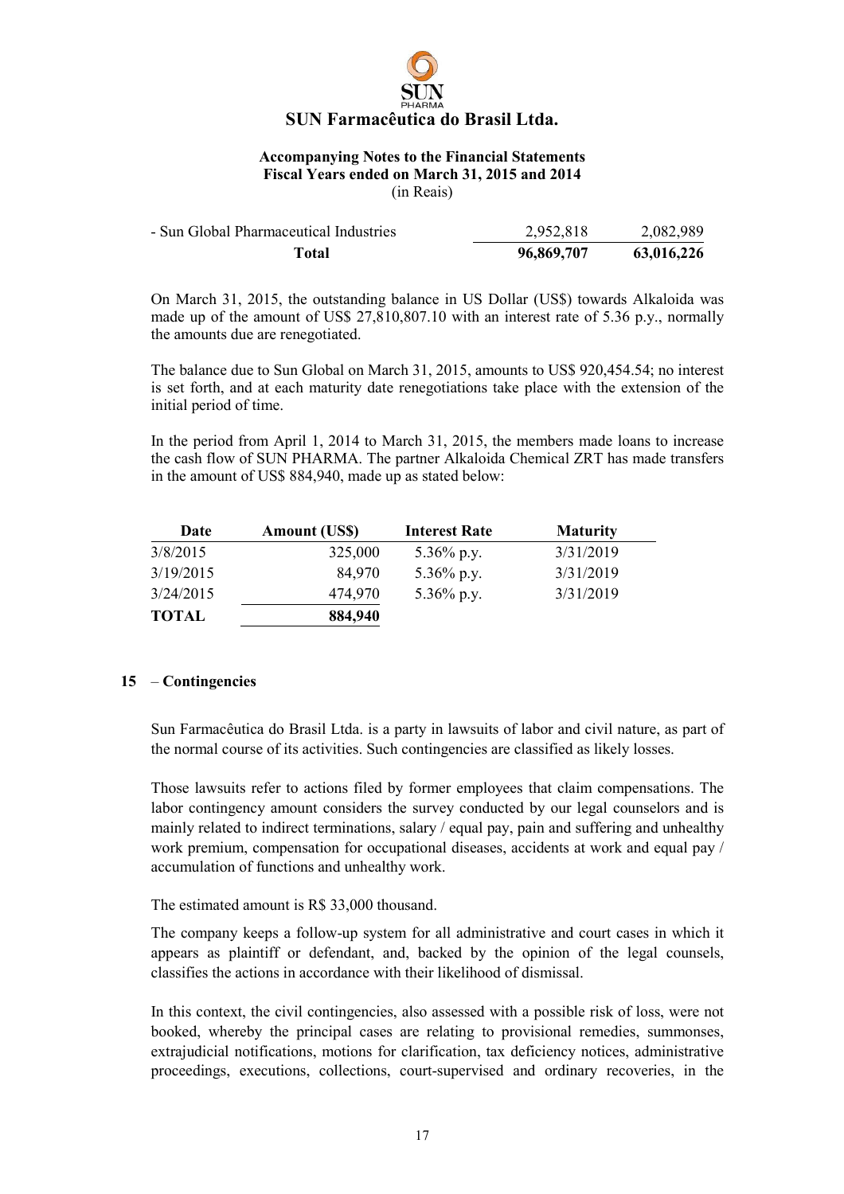| - Sun Global Pharmaceutical Industries | 2,952,818 | 2,082,989 |
| --- | --- | --- |
| **Total** | **96,869,707** | **63,016,226** |

On March 31, 2015, the outstanding balance in US Dollar (US$) towards Alkaloida was made up of the amount of US$ 27,810,807.10 with an interest rate of 5.36 p.y., normally the amounts due are renegotiated.

The balance due to Sun Global on March 31, 2015, amounts to US$ 920,454.54; no interest is set forth, and at each maturity date renegotiations take place with the extension of the initial period of time.

In the period from April 1, 2014 to March 31, 2015, the members made loans to increase the cash flow of SUN PHARMA. The partner Alkaloida Chemical ZRT has made transfers in the amount of US$ 884,940, made up as stated below:

| Date | Amount (US$) | Interest Rate | Maturity |
| --- | --- | --- | --- |
| 3/8/2015 | 325,000 | 5.36% p.y. | 3/31/2019 |
| 3/19/2015 | 84,970 | 5.36% p.y. | 3/31/2019 |
| 3/24/2015 | 474,970 | 5.36% p.y. | 3/31/2019 |
| **TOTAL** | **884,940** | | |

## 15 – Contingencies

Sun Farmacêutica do Brasil Ltda. is a party in lawsuits of labor and civil nature, as part of the normal course of its activities. Such contingencies are classified as likely losses.

Those lawsuits refer to actions filed by former employees that claim compensations. The labor contingency amount considers the survey conducted by our legal counselors and is mainly related to indirect terminations, salary / equal pay, pain and suffering and unhealthy work premium, compensation for occupational diseases, accidents at work and equal pay / accumulation of functions and unhealthy work.

The estimated amount is R$ 33,000 thousand.

The company keeps a follow-up system for all administrative and court cases in which it appears as plaintiff or defendant, and, backed by the opinion of the legal counsels, classifies the actions in accordance with their likelihood of dismissal.

In this context, the civil contingencies, also assessed with a possible risk of loss, were not booked, whereby the principal cases are relating to provisional remedies, summonses, extrajudicial notifications, motions for clarification, tax deficiency notices, administrative proceedings, executions, collections, court-supervised and ordinary recoveries, in the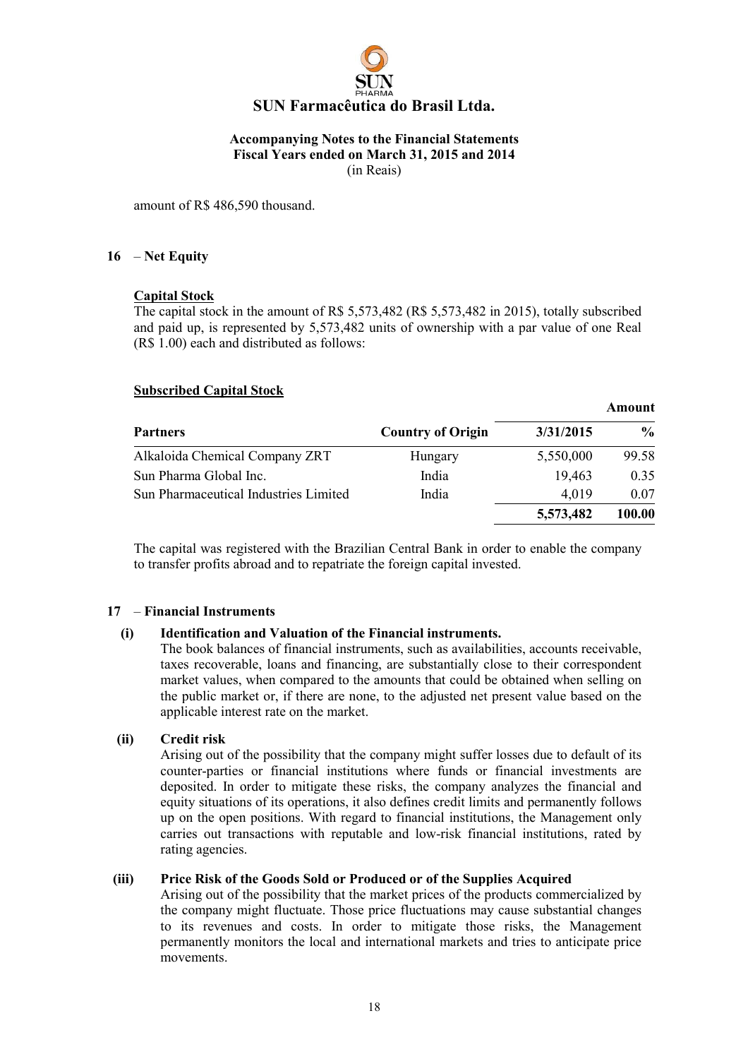amount of R$ 486,590 thousand.

## 16 – Net Equity

**Capital Stock**

The capital stock in the amount of R$ 5,573,482 (R$ 5,573,482 in 2015), totally subscribed and paid up, is represented by 5,573,482 units of ownership with a par value of one Real (R$ 1.00) each and distributed as follows:

**Subscribed Capital Stock**

| | | Amount | |
|---|---|---|---|
| **Partners** | **Country of Origin** | **3/31/2015** | **%** |
| Alkaloida Chemical Company ZRT | Hungary | 5,550,000 | 99.58 |
| Sun Pharma Global Inc. | India | 19,463 | 0.35 |
| Sun Pharmaceutical Industries Limited | India | 4,019 | 0.07 |
| | | **5,573,482** | **100.00** |

The capital was registered with the Brazilian Central Bank in order to enable the company to transfer profits abroad and to repatriate the foreign capital invested.

## 17 – Financial Instruments

**(i) Identification and Valuation of the Financial instruments.**

The book balances of financial instruments, such as availabilities, accounts receivable, taxes recoverable, loans and financing, are substantially close to their correspondent market values, when compared to the amounts that could be obtained when selling on the public market or, if there are none, to the adjusted net present value based on the applicable interest rate on the market.

**(ii) Credit risk**

Arising out of the possibility that the company might suffer losses due to default of its counter-parties or financial institutions where funds or financial investments are deposited. In order to mitigate these risks, the company analyzes the financial and equity situations of its operations, it also defines credit limits and permanently follows up on the open positions. With regard to financial institutions, the Management only carries out transactions with reputable and low-risk financial institutions, rated by rating agencies.

**(iii) Price Risk of the Goods Sold or Produced or of the Supplies Acquired**

Arising out of the possibility that the market prices of the products commercialized by the company might fluctuate. Those price fluctuations may cause substantial changes to its revenues and costs. In order to mitigate those risks, the Management permanently monitors the local and international markets and tries to anticipate price movements.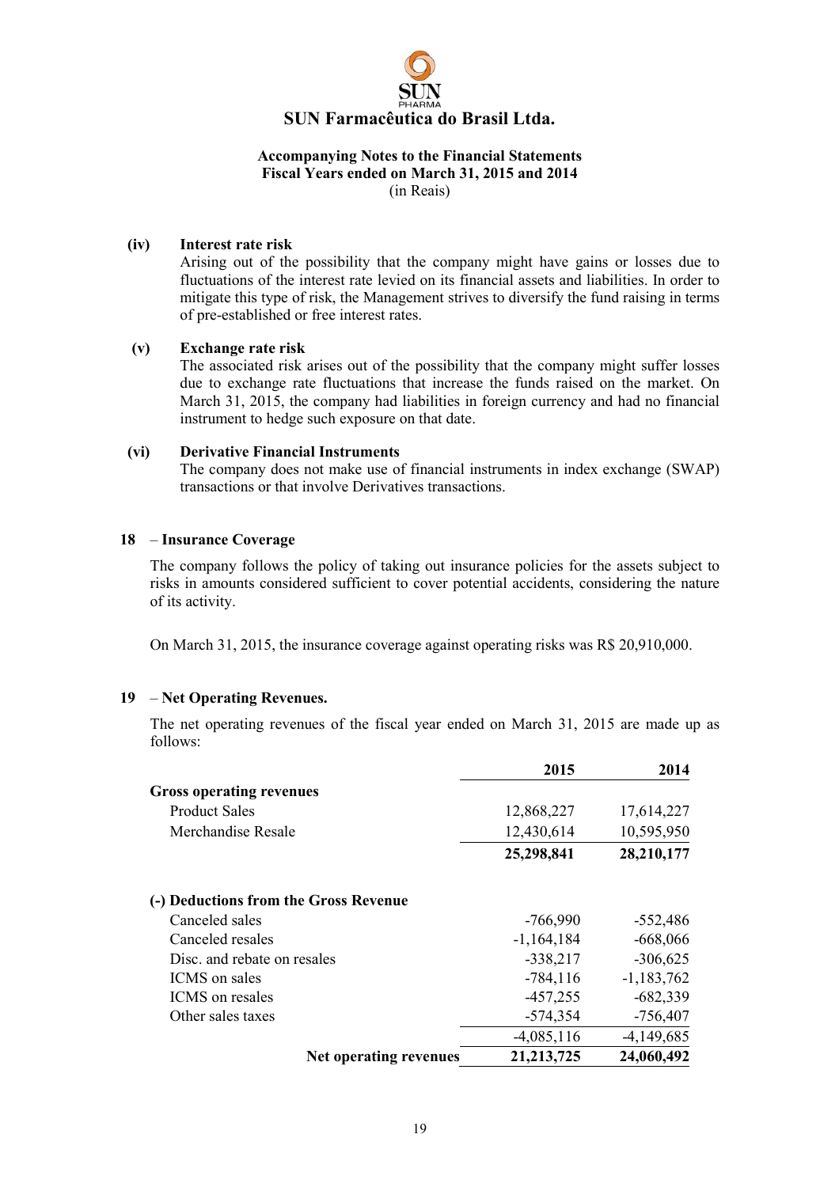# SUN Farmacêutica do Brasil Ltda.

**Accompanying Notes to the Financial Statements**
**Fiscal Years ended on March 31, 2015 and 2014**
(in Reais)

**(iv) Interest rate risk**

Arising out of the possibility that the company might have gains or losses due to fluctuations of the interest rate levied on its financial assets and liabilities. In order to mitigate this type of risk, the Management strives to diversify the fund raising in terms of pre-established or free interest rates.

**(v) Exchange rate risk**

The associated risk arises out of the possibility that the company might suffer losses due to exchange rate fluctuations that increase the funds raised on the market. On March 31, 2015, the company had liabilities in foreign currency and had no financial instrument to hedge such exposure on that date.

**(vi) Derivative Financial Instruments**

The company does not make use of financial instruments in index exchange (SWAP) transactions or that involve Derivatives transactions.

## 18 – Insurance Coverage

The company follows the policy of taking out insurance policies for the assets subject to risks in amounts considered sufficient to cover potential accidents, considering the nature of its activity.

On March 31, 2015, the insurance coverage against operating risks was R$ 20,910,000.

## 19 – Net Operating Revenues.

The net operating revenues of the fiscal year ended on March 31, 2015 are made up as follows:

| | 2015 | 2014 |
|---|---|---|
| **Gross operating revenues** | | |
| Product Sales | 12,868,227 | 17,614,227 |
| Merchandise Resale | 12,430,614 | 10,595,950 |
| | **25,298,841** | **28,210,177** |
| **(-) Deductions from the Gross Revenue** | | |
| Canceled sales | -766,990 | -552,486 |
| Canceled resales | -1,164,184 | -668,066 |
| Disc. and rebate on resales | -338,217 | -306,625 |
| ICMS on sales | -784,116 | -1,183,762 |
| ICMS on resales | -457,255 | -682,339 |
| Other sales taxes | -574,354 | -756,407 |
| | -4,085,116 | -4,149,685 |
| **Net operating revenues** | **21,213,725** | **24,060,492** |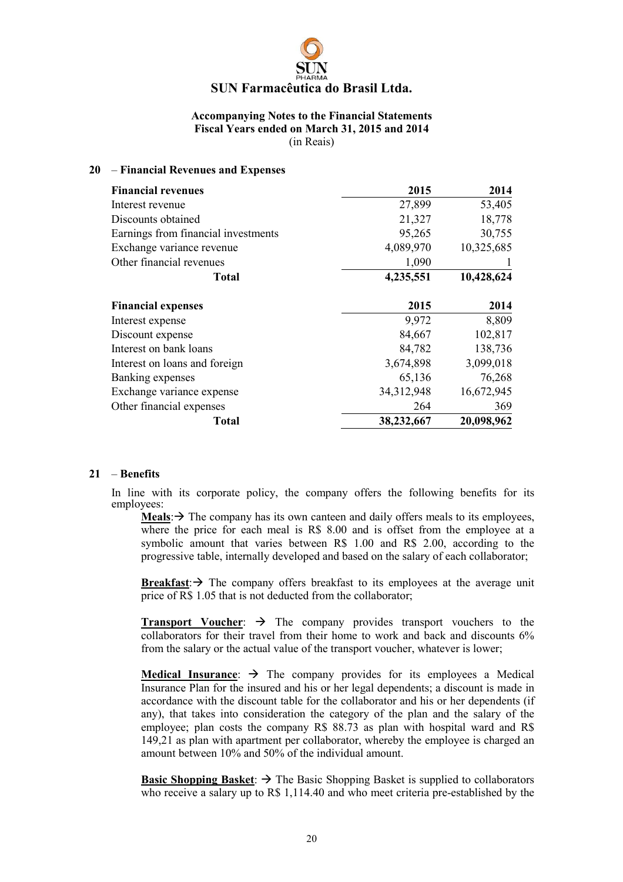# SUN Farmacêutica do Brasil Ltda.

**Accompanying Notes to the Financial Statements**
**Fiscal Years ended on March 31, 2015 and 2014**
(in Reais)

## 20 – Financial Revenues and Expenses

| **Financial revenues** | **2015** | **2014** |
|---|---:|---:|
| Interest revenue | 27,899 | 53,405 |
| Discounts obtained | 21,327 | 18,778 |
| Earnings from financial investments | 95,265 | 30,755 |
| Exchange variance revenue | 4,089,970 | 10,325,685 |
| Other financial revenues | 1,090 | 1 |
| **Total** | **4,235,551** | **10,428,624** |

| **Financial expenses** | **2015** | **2014** |
|---|---:|---:|
| Interest expense | 9,972 | 8,809 |
| Discount expense | 84,667 | 102,817 |
| Interest on bank loans | 84,782 | 138,736 |
| Interest on loans and foreign | 3,674,898 | 3,099,018 |
| Banking expenses | 65,136 | 76,268 |
| Exchange variance expense | 34,312,948 | 16,672,945 |
| Other financial expenses | 264 | 369 |
| **Total** | **38,232,667** | **20,098,962** |

## 21 – Benefits

In line with its corporate policy, the company offers the following benefits for its employees:

**Meals**:→ The company has its own canteen and daily offers meals to its employees, where the price for each meal is R$ 8.00 and is offset from the employee at a symbolic amount that varies between R$ 1.00 and R$ 2.00, according to the progressive table, internally developed and based on the salary of each collaborator;

**Breakfast**:→ The company offers breakfast to its employees at the average unit price of R$ 1.05 that is not deducted from the collaborator;

**Transport Voucher**: → The company provides transport vouchers to the collaborators for their travel from their home to work and back and discounts 6% from the salary or the actual value of the transport voucher, whatever is lower;

**Medical Insurance**: → The company provides for its employees a Medical Insurance Plan for the insured and his or her legal dependents; a discount is made in accordance with the discount table for the collaborator and his or her dependents (if any), that takes into consideration the category of the plan and the salary of the employee; plan costs the company R$ 88.73 as plan with hospital ward and R$ 149,21 as plan with apartment per collaborator, whereby the employee is charged an amount between 10% and 50% of the individual amount.

**Basic Shopping Basket**: → The Basic Shopping Basket is supplied to collaborators who receive a salary up to R$ 1,114.40 and who meet criteria pre-established by the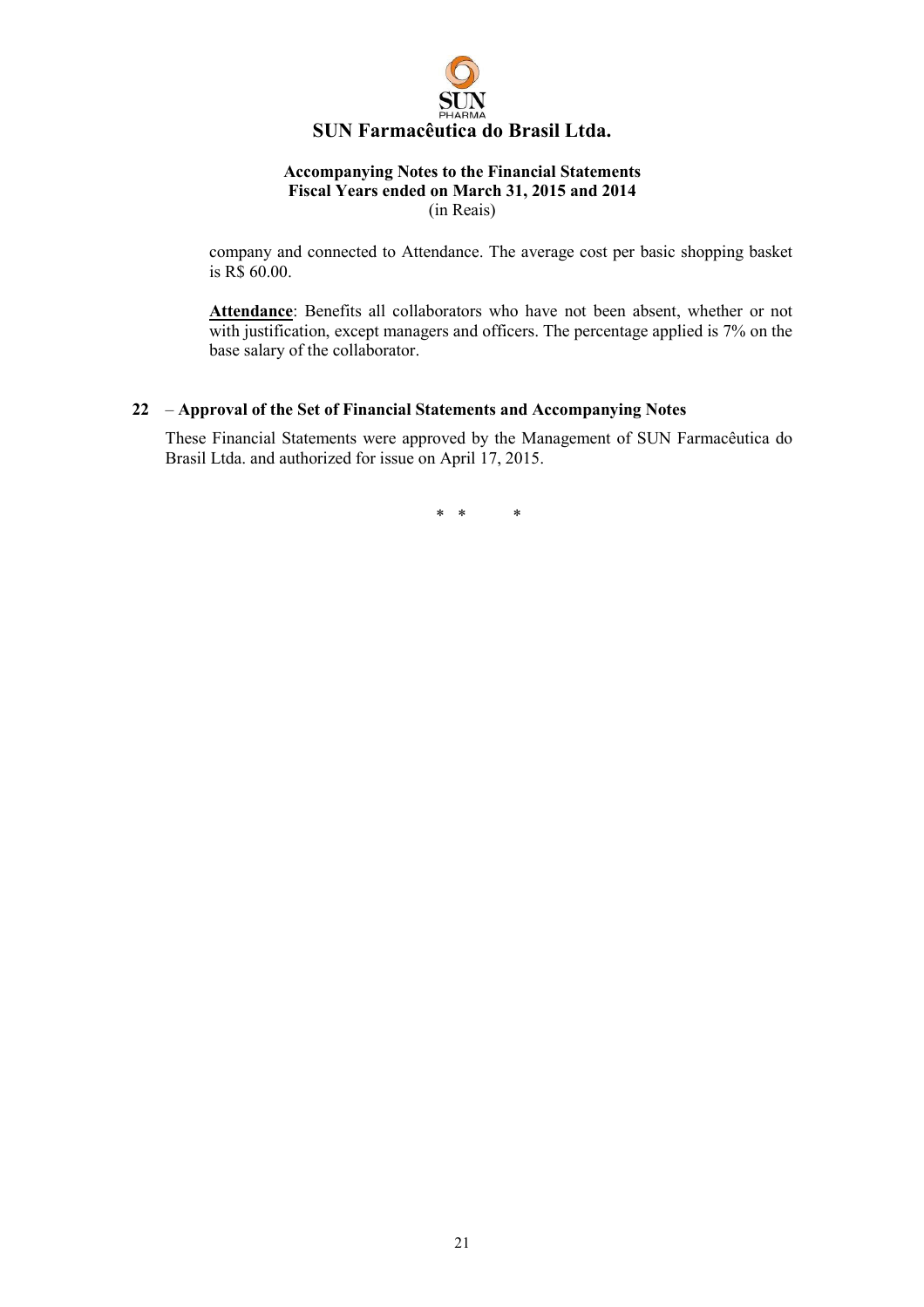company and connected to Attendance. The average cost per basic shopping basket is R$ 60.00.

**Attendance**: Benefits all collaborators who have not been absent, whether or not with justification, except managers and officers. The percentage applied is 7% on the base salary of the collaborator.

## 22 – Approval of the Set of Financial Statements and Accompanying Notes

These Financial Statements were approved by the Management of SUN Farmacêutica do Brasil Ltda. and authorized for issue on April 17, 2015.

\* \* \*